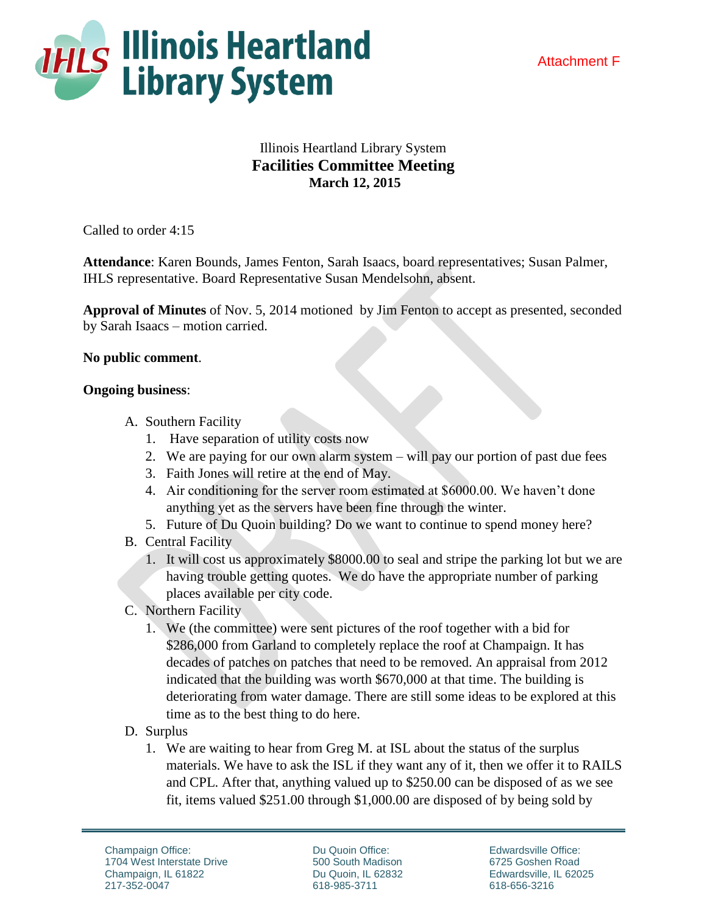Attachment F

Illinois Heartland Library System

# Facilities Committee Meeting

**March 12, 2015**

Called to order 4:15

**Attendance**: Karen Bounds, James Fenton, Sarah Isaacs, board representatives; Susan Palmer, IHLS representative. Board Representative Susan Mendelsohn, absent.

**Approval of Minutes** of Nov. 5, 2014 motioned by Jim Fenton to accept as presented, seconded by Sarah Isaacs – motion carried.

**No public comment**.

**Ongoing business**:

A. Southern Facility
   1. Have separation of utility costs now
   2. We are paying for our own alarm system – will pay our portion of past due fees
   3. Faith Jones will retire at the end of May.
   4. Air conditioning for the server room estimated at $6000.00. We haven't done anything yet as the servers have been fine through the winter.
   5. Future of Du Quoin building? Do we want to continue to spend money here?
B. Central Facility
   1. It will cost us approximately $8000.00 to seal and stripe the parking lot but we are having trouble getting quotes. We do have the appropriate number of parking places available per city code.
C. Northern Facility
   1. We (the committee) were sent pictures of the roof together with a bid for $286,000 from Garland to completely replace the roof at Champaign. It has decades of patches on patches that need to be removed. An appraisal from 2012 indicated that the building was worth $670,000 at that time. The building is deteriorating from water damage. There are still some ideas to be explored at this time as to the best thing to do here.
D. Surplus
   1. We are waiting to hear from Greg M. at ISL about the status of the surplus materials. We have to ask the ISL if they want any of it, then we offer it to RAILS and CPL. After that, anything valued up to $250.00 can be disposed of as we see fit, items valued $251.00 through $1,000.00 are disposed of by being sold by

Champaign Office:
1704 West Interstate Drive
Champaign, IL 61822
217-352-0047

Du Quoin Office:
500 South Madison
Du Quoin, IL 62832
618-985-3711

Edwardsville Office:
6725 Goshen Road
Edwardsville, IL 62025
618-656-3216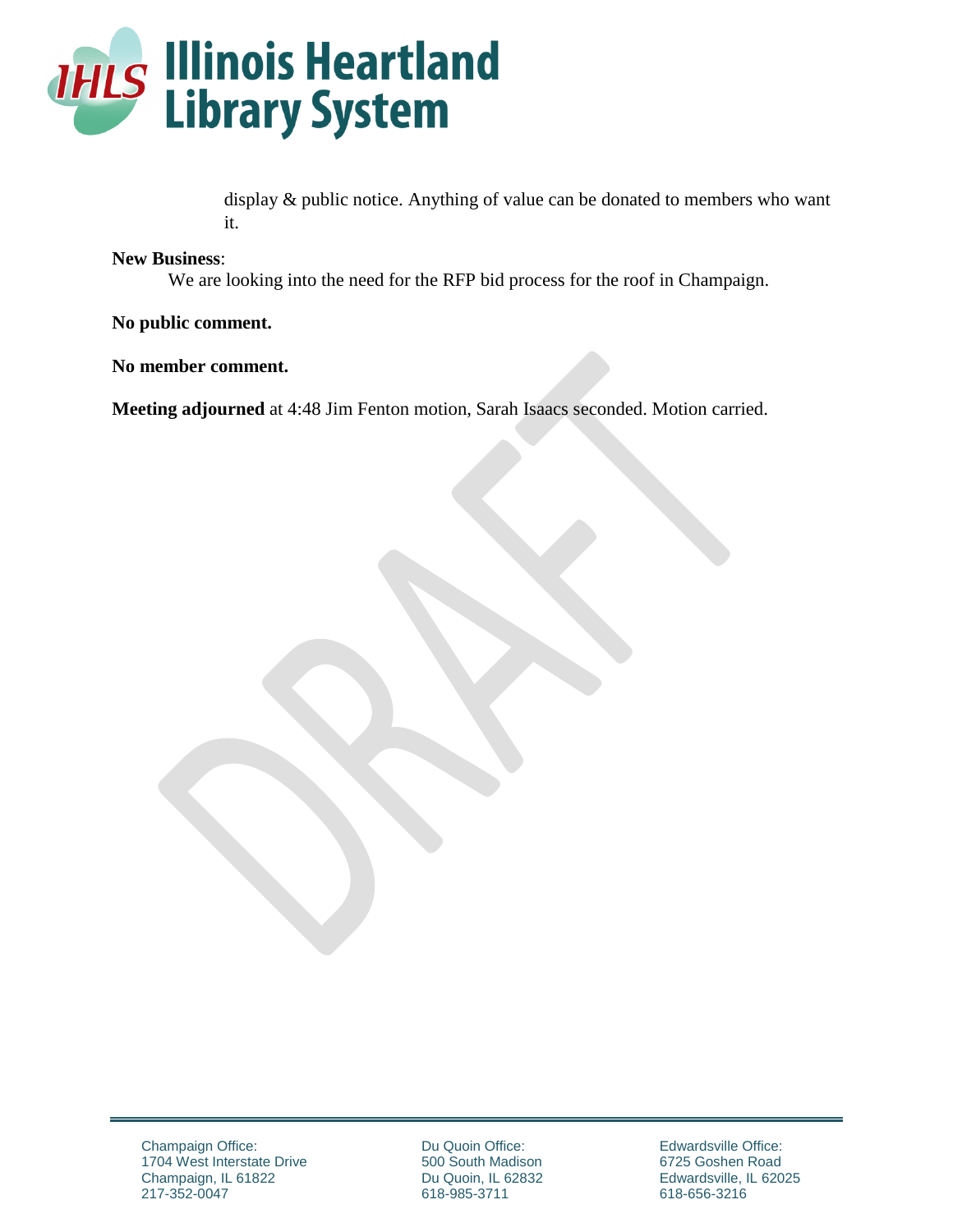display & public notice. Anything of value can be donated to members who want it.

**New Business**:

We are looking into the need for the RFP bid process for the roof in Champaign.

**No public comment.**

**No member comment.**

**Meeting adjourned** at 4:48 Jim Fenton motion, Sarah Isaacs seconded. Motion carried.